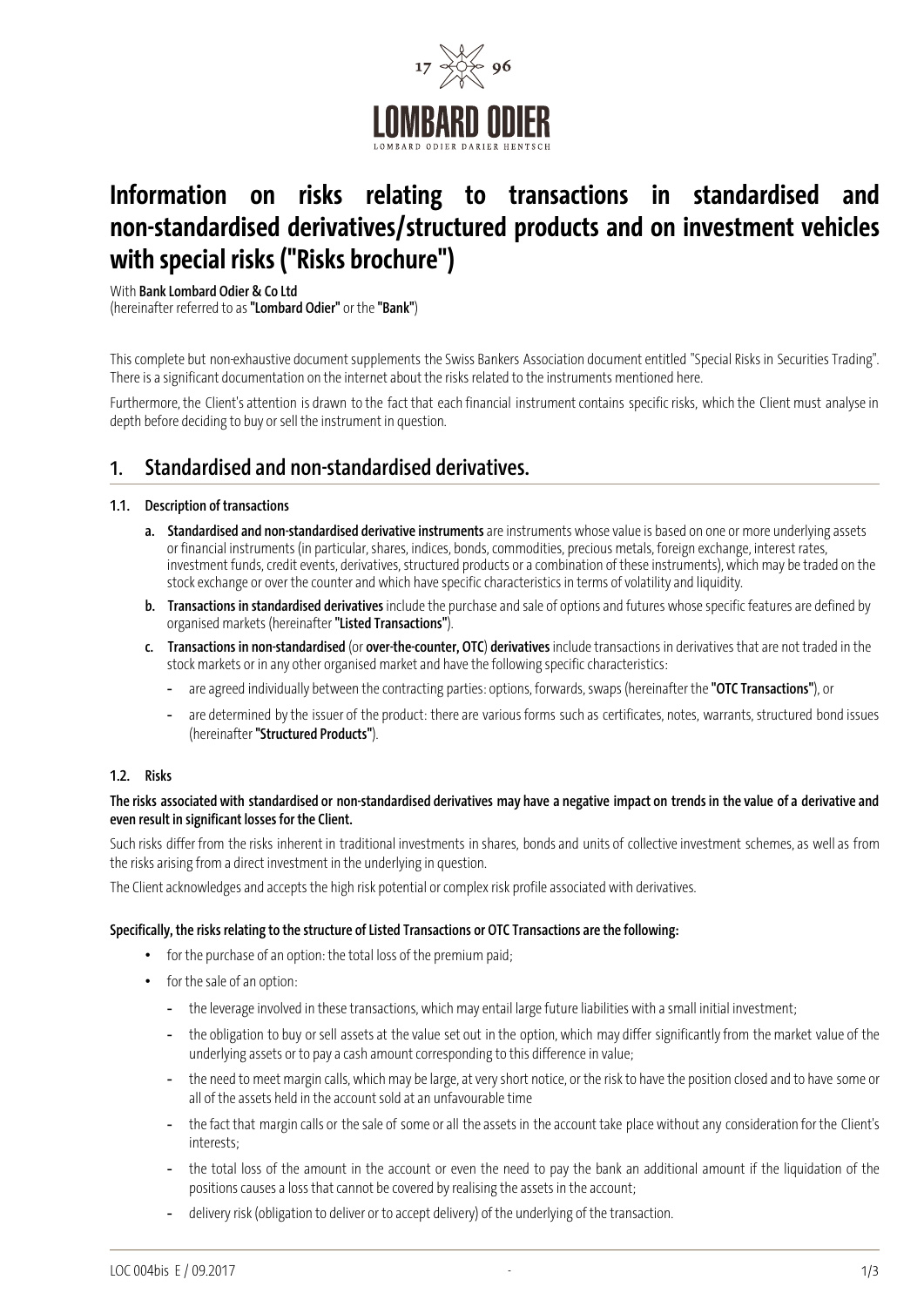# Information on risks relating to transactions in standardised and non-standardised derivatives/structured products and on investment vehicles with special risks ("Risks brochure")

With **Bank Lombard Odier & Co Ltd**
(hereinafter referred to as **"Lombard Odier"** or the **"Bank"**)

This complete but non-exhaustive document supplements the Swiss Bankers Association document entitled "Special Risks in Securities Trading". There is a significant documentation on the internet about the risks related to the instruments mentioned here.

Furthermore, the Client's attention is drawn to the fact that each financial instrument contains specific risks, which the Client must analyse in depth before deciding to buy or sell the instrument in question.

## 1. Standardised and non-standardised derivatives.

### 1.1. Description of transactions

- **a. Standardised and non-standardised derivative instruments** are instruments whose value is based on one or more underlying assets or financial instruments (in particular, shares, indices, bonds, commodities, precious metals, foreign exchange, interest rates, investment funds, credit events, derivatives, structured products or a combination of these instruments), which may be traded on the stock exchange or over the counter and which have specific characteristics in terms of volatility and liquidity.
- **b. Transactions in standardised derivatives** include the purchase and sale of options and futures whose specific features are defined by organised markets (hereinafter **"Listed Transactions"**).
- **c. Transactions in non-standardised** (or **over-the-counter, OTC**) **derivatives** include transactions in derivatives that are not traded in the stock markets or in any other organised market and have the following specific characteristics:
  - are agreed individually between the contracting parties: options, forwards, swaps (hereinafter the **"OTC Transactions"**), or
  - are determined by the issuer of the product: there are various forms such as certificates, notes, warrants, structured bond issues (hereinafter **"Structured Products"**).

### 1.2. Risks

**The risks associated with standardised or non-standardised derivatives may have a negative impact on trends in the value of a derivative and even result in significant losses for the Client.**

Such risks differ from the risks inherent in traditional investments in shares, bonds and units of collective investment schemes, as well as from the risks arising from a direct investment in the underlying in question.

The Client acknowledges and accepts the high risk potential or complex risk profile associated with derivatives.

**Specifically, the risks relating to the structure of Listed Transactions or OTC Transactions are the following:**

- for the purchase of an option: the total loss of the premium paid;
- for the sale of an option:
  - the leverage involved in these transactions, which may entail large future liabilities with a small initial investment;
  - the obligation to buy or sell assets at the value set out in the option, which may differ significantly from the market value of the underlying assets or to pay a cash amount corresponding to this difference in value;
  - the need to meet margin calls, which may be large, at very short notice, or the risk to have the position closed and to have some or all of the assets held in the account sold at an unfavourable time
  - the fact that margin calls or the sale of some or all the assets in the account take place without any consideration for the Client's interests;
  - the total loss of the amount in the account or even the need to pay the bank an additional amount if the liquidation of the positions causes a loss that cannot be covered by realising the assets in the account;
  - delivery risk (obligation to deliver or to accept delivery) of the underlying of the transaction.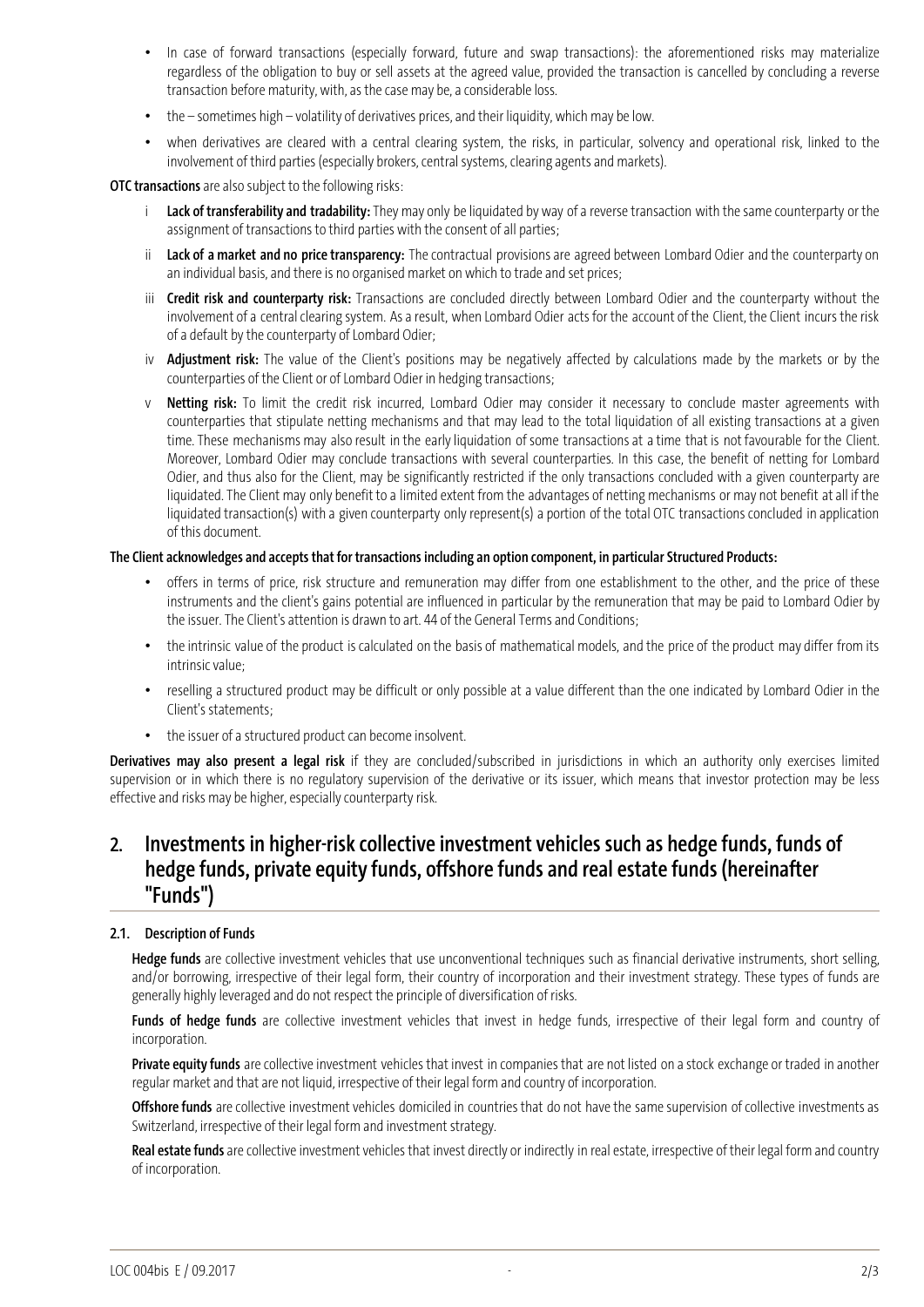- In case of forward transactions (especially forward, future and swap transactions): the aforementioned risks may materialize regardless of the obligation to buy or sell assets at the agreed value, provided the transaction is cancelled by concluding a reverse transaction before maturity, with, as the case may be, a considerable loss.
- the – sometimes high – volatility of derivatives prices, and their liquidity, which may be low.
- when derivatives are cleared with a central clearing system, the risks, in particular, solvency and operational risk, linked to the involvement of third parties (especially brokers, central systems, clearing agents and markets).

**OTC transactions** are also subject to the following risks:

i **Lack of transferability and tradability:** They may only be liquidated by way of a reverse transaction with the same counterparty or the assignment of transactions to third parties with the consent of all parties;

ii **Lack of a market and no price transparency:** The contractual provisions are agreed between Lombard Odier and the counterparty on an individual basis, and there is no organised market on which to trade and set prices;

iii **Credit risk and counterparty risk:** Transactions are concluded directly between Lombard Odier and the counterparty without the involvement of a central clearing system. As a result, when Lombard Odier acts for the account of the Client, the Client incurs the risk of a default by the counterparty of Lombard Odier;

iv **Adjustment risk:** The value of the Client's positions may be negatively affected by calculations made by the markets or by the counterparties of the Client or of Lombard Odier in hedging transactions;

v **Netting risk:** To limit the credit risk incurred, Lombard Odier may consider it necessary to conclude master agreements with counterparties that stipulate netting mechanisms and that may lead to the total liquidation of all existing transactions at a given time. These mechanisms may also result in the early liquidation of some transactions at a time that is not favourable for the Client. Moreover, Lombard Odier may conclude transactions with several counterparties. In this case, the benefit of netting for Lombard Odier, and thus also for the Client, may be significantly restricted if the only transactions concluded with a given counterparty are liquidated. The Client may only benefit to a limited extent from the advantages of netting mechanisms or may not benefit at all if the liquidated transaction(s) with a given counterparty only represent(s) a portion of the total OTC transactions concluded in application of this document.

**The Client acknowledges and accepts that for transactions including an option component, in particular Structured Products:**

- offers in terms of price, risk structure and remuneration may differ from one establishment to the other, and the price of these instruments and the client's gains potential are influenced in particular by the remuneration that may be paid to Lombard Odier by the issuer. The Client's attention is drawn to art. 44 of the General Terms and Conditions;
- the intrinsic value of the product is calculated on the basis of mathematical models, and the price of the product may differ from its intrinsic value;
- reselling a structured product may be difficult or only possible at a value different than the one indicated by Lombard Odier in the Client's statements;
- the issuer of a structured product can become insolvent.

**Derivatives may also present a legal risk** if they are concluded/subscribed in jurisdictions in which an authority only exercises limited supervision or in which there is no regulatory supervision of the derivative or its issuer, which means that investor protection may be less effective and risks may be higher, especially counterparty risk.

## 2. Investments in higher-risk collective investment vehicles such as hedge funds, funds of hedge funds, private equity funds, offshore funds and real estate funds (hereinafter "Funds")

### 2.1. Description of Funds

**Hedge funds** are collective investment vehicles that use unconventional techniques such as financial derivative instruments, short selling, and/or borrowing, irrespective of their legal form, their country of incorporation and their investment strategy. These types of funds are generally highly leveraged and do not respect the principle of diversification of risks.

**Funds of hedge funds** are collective investment vehicles that invest in hedge funds, irrespective of their legal form and country of incorporation.

**Private equity funds** are collective investment vehicles that invest in companies that are not listed on a stock exchange or traded in another regular market and that are not liquid, irrespective of their legal form and country of incorporation.

**Offshore funds** are collective investment vehicles domiciled in countries that do not have the same supervision of collective investments as Switzerland, irrespective of their legal form and investment strategy.

**Real estate funds** are collective investment vehicles that invest directly or indirectly in real estate, irrespective of their legal form and country of incorporation.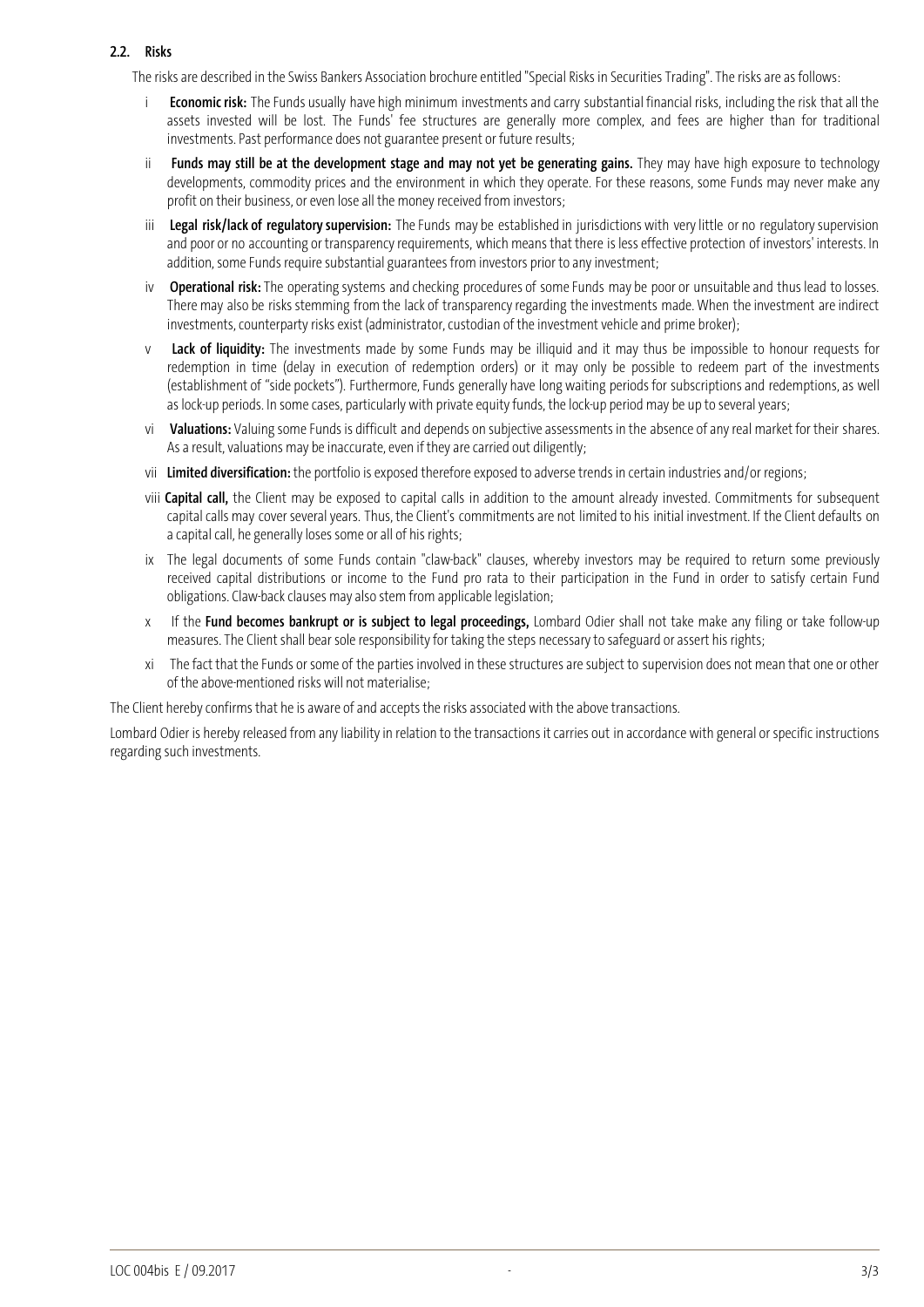### 2.2. Risks

The risks are described in the Swiss Bankers Association brochure entitled "Special Risks in Securities Trading". The risks are as follows:

- i **Economic risk:** The Funds usually have high minimum investments and carry substantial financial risks, including the risk that all the assets invested will be lost. The Funds' fee structures are generally more complex, and fees are higher than for traditional investments. Past performance does not guarantee present or future results;
- ii **Funds may still be at the development stage and may not yet be generating gains.** They may have high exposure to technology developments, commodity prices and the environment in which they operate. For these reasons, some Funds may never make any profit on their business, or even lose all the money received from investors;
- iii **Legal risk/lack of regulatory supervision:** The Funds may be established in jurisdictions with very little or no regulatory supervision and poor or no accounting or transparency requirements, which means that there is less effective protection of investors' interests. In addition, some Funds require substantial guarantees from investors prior to any investment;
- iv **Operational risk:** The operating systems and checking procedures of some Funds may be poor or unsuitable and thus lead to losses. There may also be risks stemming from the lack of transparency regarding the investments made. When the investment are indirect investments, counterparty risks exist (administrator, custodian of the investment vehicle and prime broker);
- v **Lack of liquidity:** The investments made by some Funds may be illiquid and it may thus be impossible to honour requests for redemption in time (delay in execution of redemption orders) or it may only be possible to redeem part of the investments (establishment of "side pockets"). Furthermore, Funds generally have long waiting periods for subscriptions and redemptions, as well as lock-up periods. In some cases, particularly with private equity funds, the lock-up period may be up to several years;
- vi **Valuations:** Valuing some Funds is difficult and depends on subjective assessments in the absence of any real market for their shares. As a result, valuations may be inaccurate, even if they are carried out diligently;
- vii **Limited diversification:** the portfolio is exposed therefore exposed to adverse trends in certain industries and/or regions;
- viii **Capital call,** the Client may be exposed to capital calls in addition to the amount already invested. Commitments for subsequent capital calls may cover several years. Thus, the Client's commitments are not limited to his initial investment. If the Client defaults on a capital call, he generally loses some or all of his rights;
- ix The legal documents of some Funds contain "claw-back" clauses, whereby investors may be required to return some previously received capital distributions or income to the Fund pro rata to their participation in the Fund in order to satisfy certain Fund obligations. Claw-back clauses may also stem from applicable legislation;
- x If the **Fund becomes bankrupt or is subject to legal proceedings,** Lombard Odier shall not take make any filing or take follow-up measures. The Client shall bear sole responsibility for taking the steps necessary to safeguard or assert his rights;
- xi The fact that the Funds or some of the parties involved in these structures are subject to supervision does not mean that one or other of the above-mentioned risks will not materialise;

The Client hereby confirms that he is aware of and accepts the risks associated with the above transactions.

Lombard Odier is hereby released from any liability in relation to the transactions it carries out in accordance with general or specific instructions regarding such investments.

LOC 004bis E / 09.2017